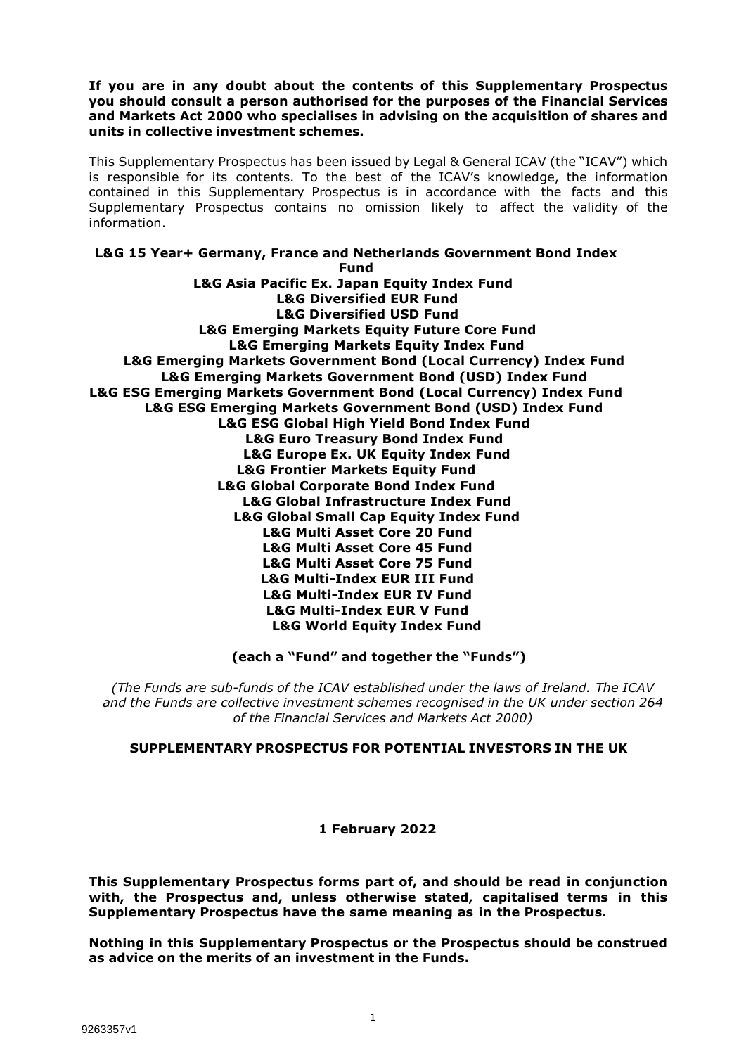**If you are in any doubt about the contents of this Supplementary Prospectus you should consult a person authorised for the purposes of the Financial Services and Markets Act 2000 who specialises in advising on the acquisition of shares and units in collective investment schemes.**

This Supplementary Prospectus has been issued by Legal & General ICAV (the "ICAV") which is responsible for its contents. To the best of the ICAV's knowledge, the information contained in this Supplementary Prospectus is in accordance with the facts and this Supplementary Prospectus contains no omission likely to affect the validity of the information.

**L&G 15 Year+ Germany, France and Netherlands Government Bond Index Fund**
**L&G Asia Pacific Ex. Japan Equity Index Fund**
**L&G Diversified EUR Fund**
**L&G Diversified USD Fund**
**L&G Emerging Markets Equity Future Core Fund**
**L&G Emerging Markets Equity Index Fund**
**L&G Emerging Markets Government Bond (Local Currency) Index Fund**
**L&G Emerging Markets Government Bond (USD) Index Fund**
**L&G ESG Emerging Markets Government Bond (Local Currency) Index Fund**
**L&G ESG Emerging Markets Government Bond (USD) Index Fund**
**L&G ESG Global High Yield Bond Index Fund**
**L&G Euro Treasury Bond Index Fund**
**L&G Europe Ex. UK Equity Index Fund**
**L&G Frontier Markets Equity Fund**
**L&G Global Corporate Bond Index Fund**
**L&G Global Infrastructure Index Fund**
**L&G Global Small Cap Equity Index Fund**
**L&G Multi Asset Core 20 Fund**
**L&G Multi Asset Core 45 Fund**
**L&G Multi Asset Core 75 Fund**
**L&G Multi-Index EUR III Fund**
**L&G Multi-Index EUR IV Fund**
**L&G Multi-Index EUR V Fund**
**L&G World Equity Index Fund**

**(each a "Fund" and together the "Funds")**

*(The Funds are sub-funds of the ICAV established under the laws of Ireland. The ICAV and the Funds are collective investment schemes recognised in the UK under section 264 of the Financial Services and Markets Act 2000)*

**SUPPLEMENTARY PROSPECTUS FOR POTENTIAL INVESTORS IN THE UK**

**1 February 2022**

**This Supplementary Prospectus forms part of, and should be read in conjunction with, the Prospectus and, unless otherwise stated, capitalised terms in this Supplementary Prospectus have the same meaning as in the Prospectus.**

**Nothing in this Supplementary Prospectus or the Prospectus should be construed as advice on the merits of an investment in the Funds.**

9263357v1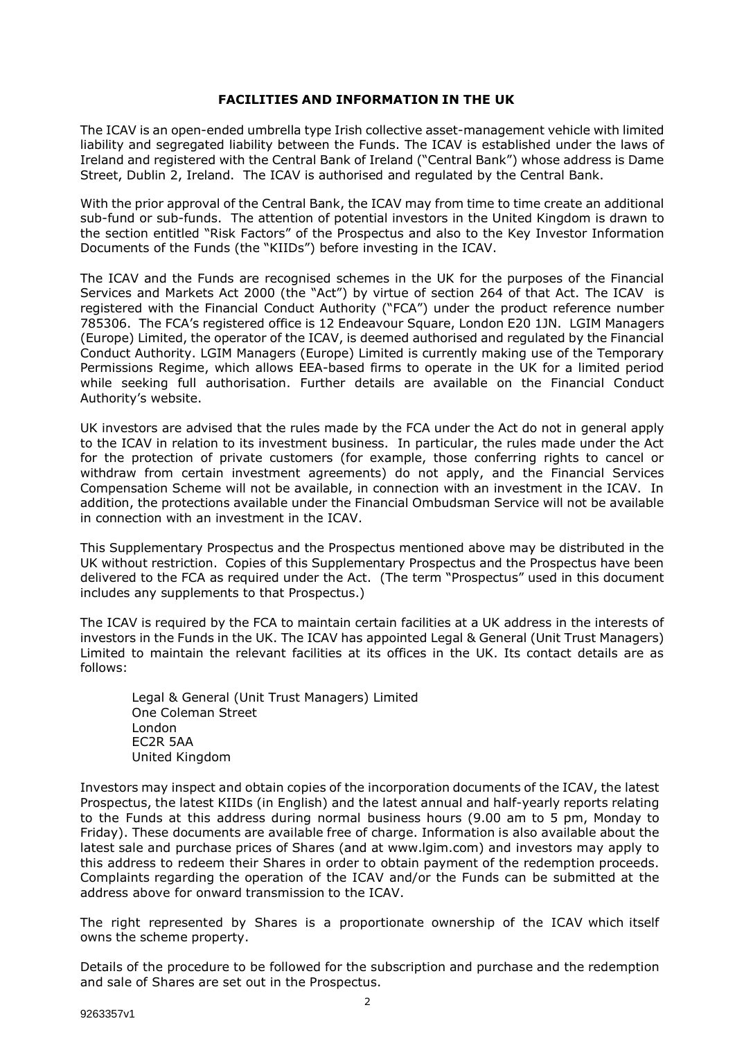## FACILITIES AND INFORMATION IN THE UK

The ICAV is an open-ended umbrella type Irish collective asset-management vehicle with limited liability and segregated liability between the Funds. The ICAV is established under the laws of Ireland and registered with the Central Bank of Ireland ("Central Bank") whose address is Dame Street, Dublin 2, Ireland. The ICAV is authorised and regulated by the Central Bank.

With the prior approval of the Central Bank, the ICAV may from time to time create an additional sub-fund or sub-funds. The attention of potential investors in the United Kingdom is drawn to the section entitled "Risk Factors" of the Prospectus and also to the Key Investor Information Documents of the Funds (the "KIIDs") before investing in the ICAV.

The ICAV and the Funds are recognised schemes in the UK for the purposes of the Financial Services and Markets Act 2000 (the "Act") by virtue of section 264 of that Act. The ICAV is registered with the Financial Conduct Authority ("FCA") under the product reference number 785306. The FCA's registered office is 12 Endeavour Square, London E20 1JN. LGIM Managers (Europe) Limited, the operator of the ICAV, is deemed authorised and regulated by the Financial Conduct Authority. LGIM Managers (Europe) Limited is currently making use of the Temporary Permissions Regime, which allows EEA-based firms to operate in the UK for a limited period while seeking full authorisation. Further details are available on the Financial Conduct Authority's website.

UK investors are advised that the rules made by the FCA under the Act do not in general apply to the ICAV in relation to its investment business. In particular, the rules made under the Act for the protection of private customers (for example, those conferring rights to cancel or withdraw from certain investment agreements) do not apply, and the Financial Services Compensation Scheme will not be available, in connection with an investment in the ICAV. In addition, the protections available under the Financial Ombudsman Service will not be available in connection with an investment in the ICAV.

This Supplementary Prospectus and the Prospectus mentioned above may be distributed in the UK without restriction. Copies of this Supplementary Prospectus and the Prospectus have been delivered to the FCA as required under the Act. (The term "Prospectus" used in this document includes any supplements to that Prospectus.)

The ICAV is required by the FCA to maintain certain facilities at a UK address in the interests of investors in the Funds in the UK. The ICAV has appointed Legal & General (Unit Trust Managers) Limited to maintain the relevant facilities at its offices in the UK. Its contact details are as follows:

Legal & General (Unit Trust Managers) Limited
One Coleman Street
London
EC2R 5AA
United Kingdom

Investors may inspect and obtain copies of the incorporation documents of the ICAV, the latest Prospectus, the latest KIIDs (in English) and the latest annual and half-yearly reports relating to the Funds at this address during normal business hours (9.00 am to 5 pm, Monday to Friday). These documents are available free of charge. Information is also available about the latest sale and purchase prices of Shares (and at www.lgim.com) and investors may apply to this address to redeem their Shares in order to obtain payment of the redemption proceeds. Complaints regarding the operation of the ICAV and/or the Funds can be submitted at the address above for onward transmission to the ICAV.

The right represented by Shares is a proportionate ownership of the ICAV which itself owns the scheme property.

Details of the procedure to be followed for the subscription and purchase and the redemption and sale of Shares are set out in the Prospectus.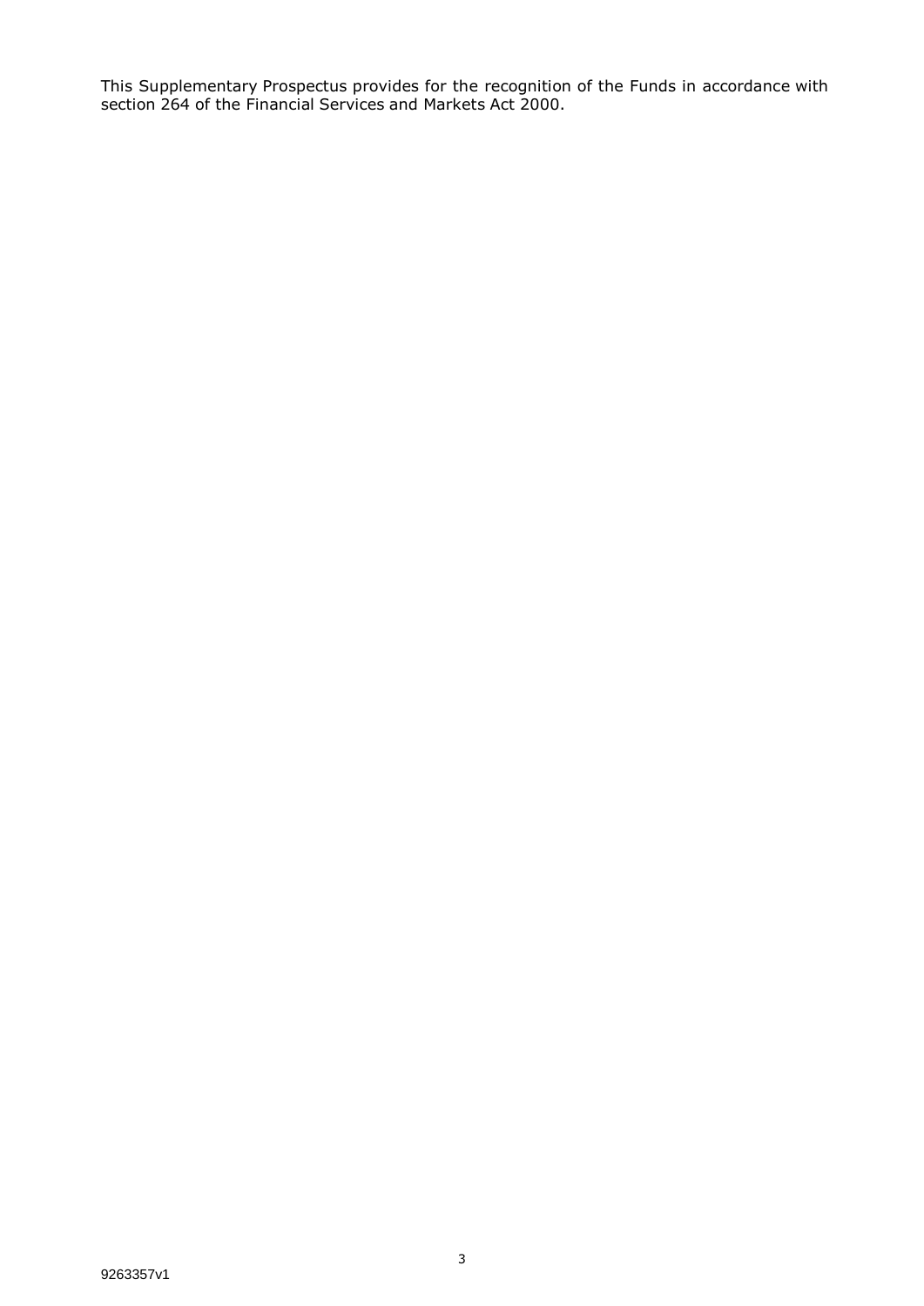This Supplementary Prospectus provides for the recognition of the Funds in accordance with section 264 of the Financial Services and Markets Act 2000.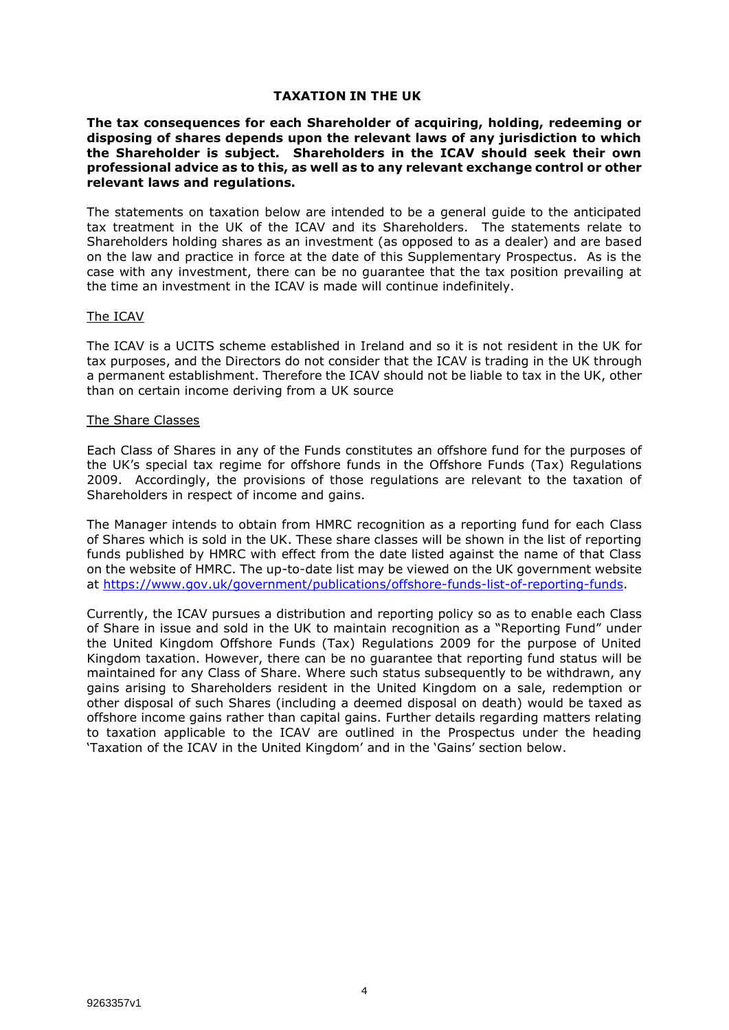## TAXATION IN THE UK

**The tax consequences for each Shareholder of acquiring, holding, redeeming or disposing of shares depends upon the relevant laws of any jurisdiction to which the Shareholder is subject. Shareholders in the ICAV should seek their own professional advice as to this, as well as to any relevant exchange control or other relevant laws and regulations.**

The statements on taxation below are intended to be a general guide to the anticipated tax treatment in the UK of the ICAV and its Shareholders. The statements relate to Shareholders holding shares as an investment (as opposed to as a dealer) and are based on the law and practice in force at the date of this Supplementary Prospectus. As is the case with any investment, there can be no guarantee that the tax position prevailing at the time an investment in the ICAV is made will continue indefinitely.

### The ICAV

The ICAV is a UCITS scheme established in Ireland and so it is not resident in the UK for tax purposes, and the Directors do not consider that the ICAV is trading in the UK through a permanent establishment. Therefore the ICAV should not be liable to tax in the UK, other than on certain income deriving from a UK source

### The Share Classes

Each Class of Shares in any of the Funds constitutes an offshore fund for the purposes of the UK's special tax regime for offshore funds in the Offshore Funds (Tax) Regulations 2009. Accordingly, the provisions of those regulations are relevant to the taxation of Shareholders in respect of income and gains.

The Manager intends to obtain from HMRC recognition as a reporting fund for each Class of Shares which is sold in the UK. These share classes will be shown in the list of reporting funds published by HMRC with effect from the date listed against the name of that Class on the website of HMRC. The up-to-date list may be viewed on the UK government website at https://www.gov.uk/government/publications/offshore-funds-list-of-reporting-funds.

Currently, the ICAV pursues a distribution and reporting policy so as to enable each Class of Share in issue and sold in the UK to maintain recognition as a "Reporting Fund" under the United Kingdom Offshore Funds (Tax) Regulations 2009 for the purpose of United Kingdom taxation. However, there can be no guarantee that reporting fund status will be maintained for any Class of Share. Where such status subsequently to be withdrawn, any gains arising to Shareholders resident in the United Kingdom on a sale, redemption or other disposal of such Shares (including a deemed disposal on death) would be taxed as offshore income gains rather than capital gains. Further details regarding matters relating to taxation applicable to the ICAV are outlined in the Prospectus under the heading 'Taxation of the ICAV in the United Kingdom' and in the 'Gains' section below.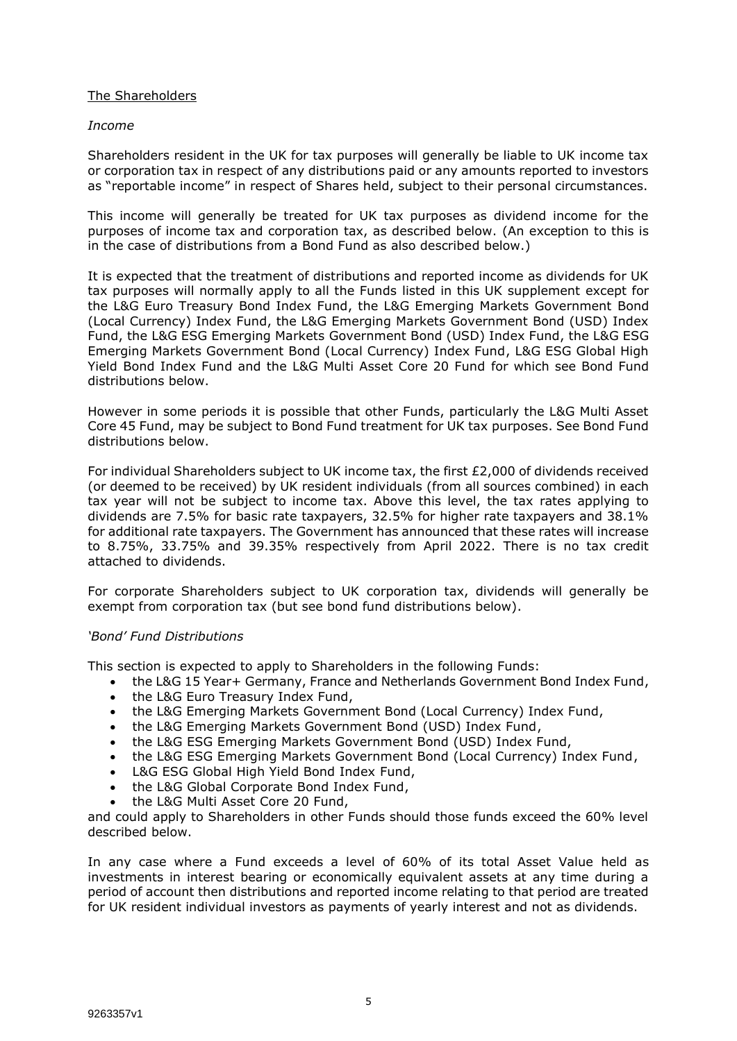<u>The Shareholders</u>

*Income*

Shareholders resident in the UK for tax purposes will generally be liable to UK income tax or corporation tax in respect of any distributions paid or any amounts reported to investors as "reportable income" in respect of Shares held, subject to their personal circumstances.

This income will generally be treated for UK tax purposes as dividend income for the purposes of income tax and corporation tax, as described below. (An exception to this is in the case of distributions from a Bond Fund as also described below.)

It is expected that the treatment of distributions and reported income as dividends for UK tax purposes will normally apply to all the Funds listed in this UK supplement except for the L&G Euro Treasury Bond Index Fund, the L&G Emerging Markets Government Bond (Local Currency) Index Fund, the L&G Emerging Markets Government Bond (USD) Index Fund, the L&G ESG Emerging Markets Government Bond (USD) Index Fund, the L&G ESG Emerging Markets Government Bond (Local Currency) Index Fund, L&G ESG Global High Yield Bond Index Fund and the L&G Multi Asset Core 20 Fund for which see Bond Fund distributions below.

However in some periods it is possible that other Funds, particularly the L&G Multi Asset Core 45 Fund, may be subject to Bond Fund treatment for UK tax purposes. See Bond Fund distributions below.

For individual Shareholders subject to UK income tax, the first £2,000 of dividends received (or deemed to be received) by UK resident individuals (from all sources combined) in each tax year will not be subject to income tax. Above this level, the tax rates applying to dividends are 7.5% for basic rate taxpayers, 32.5% for higher rate taxpayers and 38.1% for additional rate taxpayers. The Government has announced that these rates will increase to 8.75%, 33.75% and 39.35% respectively from April 2022. There is no tax credit attached to dividends.

For corporate Shareholders subject to UK corporation tax, dividends will generally be exempt from corporation tax (but see bond fund distributions below).

*'Bond' Fund Distributions*

This section is expected to apply to Shareholders in the following Funds:

- the L&G 15 Year+ Germany, France and Netherlands Government Bond Index Fund,
- the L&G Euro Treasury Index Fund,
- the L&G Emerging Markets Government Bond (Local Currency) Index Fund,
- the L&G Emerging Markets Government Bond (USD) Index Fund,
- the L&G ESG Emerging Markets Government Bond (USD) Index Fund,
- the L&G ESG Emerging Markets Government Bond (Local Currency) Index Fund,
- L&G ESG Global High Yield Bond Index Fund,
- the L&G Global Corporate Bond Index Fund,
- the L&G Multi Asset Core 20 Fund,

and could apply to Shareholders in other Funds should those funds exceed the 60% level described below.

In any case where a Fund exceeds a level of 60% of its total Asset Value held as investments in interest bearing or economically equivalent assets at any time during a period of account then distributions and reported income relating to that period are treated for UK resident individual investors as payments of yearly interest and not as dividends.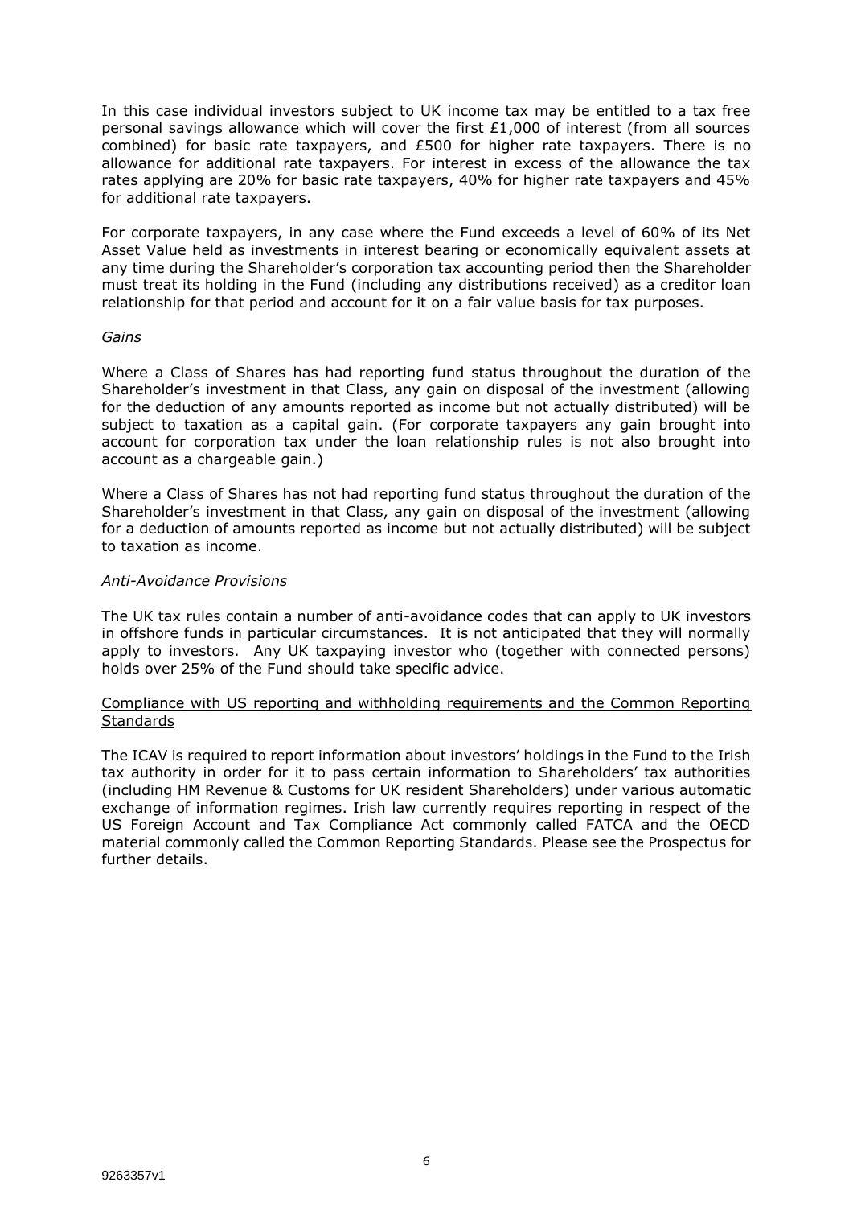In this case individual investors subject to UK income tax may be entitled to a tax free personal savings allowance which will cover the first £1,000 of interest (from all sources combined) for basic rate taxpayers, and £500 for higher rate taxpayers. There is no allowance for additional rate taxpayers. For interest in excess of the allowance the tax rates applying are 20% for basic rate taxpayers, 40% for higher rate taxpayers and 45% for additional rate taxpayers.

For corporate taxpayers, in any case where the Fund exceeds a level of 60% of its Net Asset Value held as investments in interest bearing or economically equivalent assets at any time during the Shareholder's corporation tax accounting period then the Shareholder must treat its holding in the Fund (including any distributions received) as a creditor loan relationship for that period and account for it on a fair value basis for tax purposes.

*Gains*

Where a Class of Shares has had reporting fund status throughout the duration of the Shareholder's investment in that Class, any gain on disposal of the investment (allowing for the deduction of any amounts reported as income but not actually distributed) will be subject to taxation as a capital gain. (For corporate taxpayers any gain brought into account for corporation tax under the loan relationship rules is not also brought into account as a chargeable gain.)

Where a Class of Shares has not had reporting fund status throughout the duration of the Shareholder's investment in that Class, any gain on disposal of the investment (allowing for a deduction of amounts reported as income but not actually distributed) will be subject to taxation as income.

*Anti-Avoidance Provisions*

The UK tax rules contain a number of anti-avoidance codes that can apply to UK investors in offshore funds in particular circumstances. It is not anticipated that they will normally apply to investors. Any UK taxpaying investor who (together with connected persons) holds over 25% of the Fund should take specific advice.

<u>Compliance with US reporting and withholding requirements and the Common Reporting Standards</u>

The ICAV is required to report information about investors' holdings in the Fund to the Irish tax authority in order for it to pass certain information to Shareholders' tax authorities (including HM Revenue & Customs for UK resident Shareholders) under various automatic exchange of information regimes. Irish law currently requires reporting in respect of the US Foreign Account and Tax Compliance Act commonly called FATCA and the OECD material commonly called the Common Reporting Standards. Please see the Prospectus for further details.